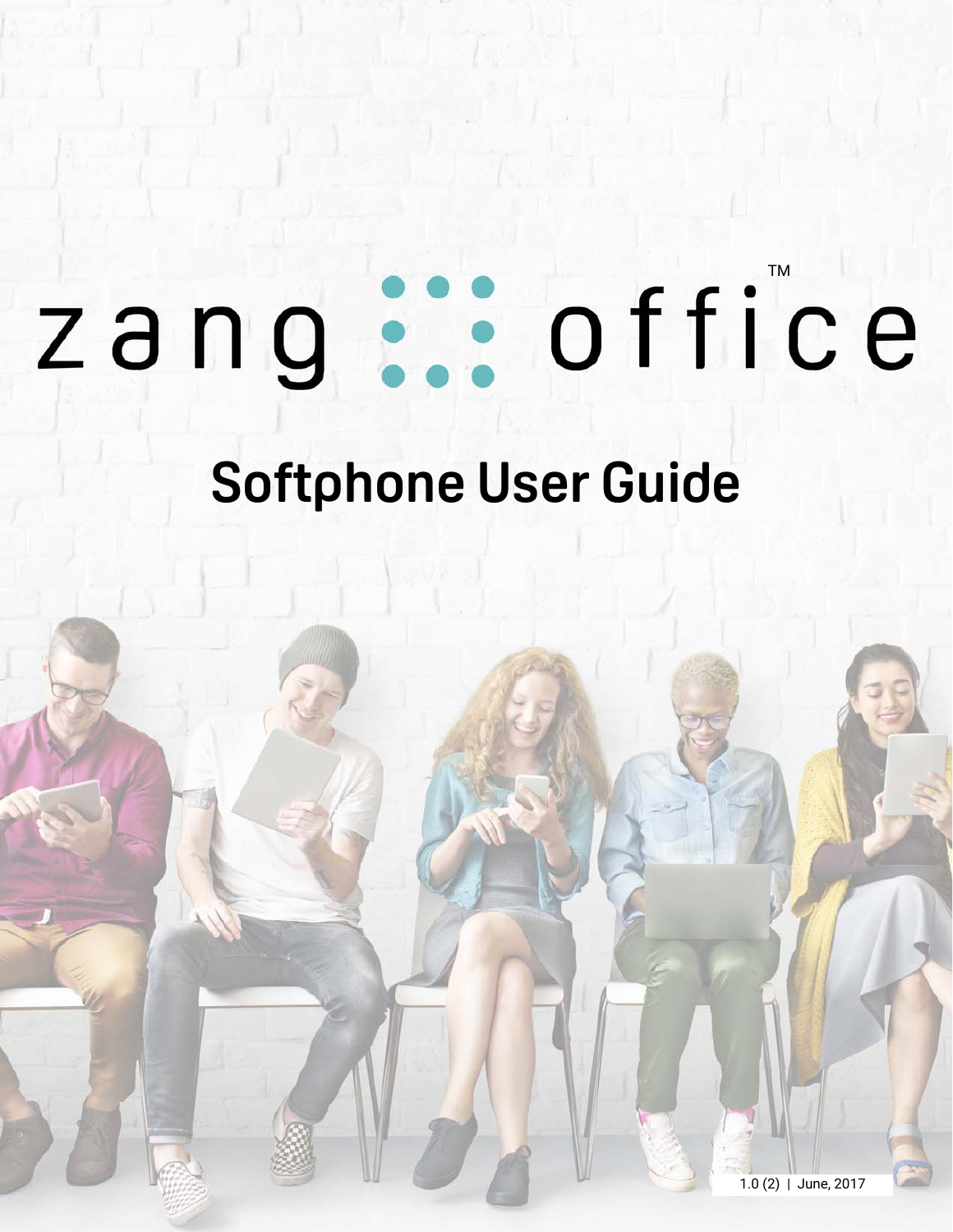# zang office™

## Softphone User Guide

1.0 (2) | June, 2017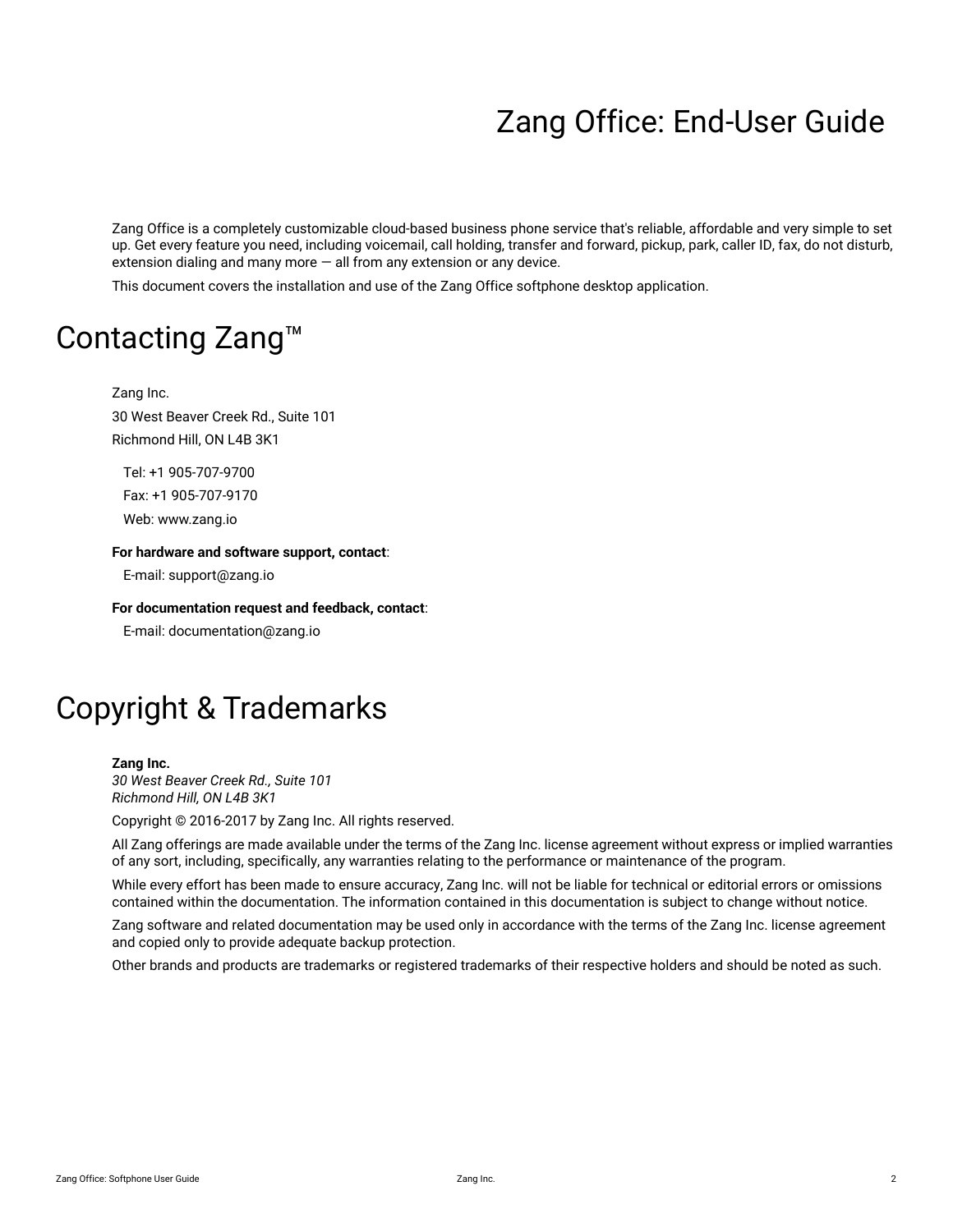# Zang Office: End-User Guide

Zang Office is a completely customizable cloud-based business phone service that's reliable, affordable and very simple to set up. Get every feature you need, including voicemail, call holding, transfer and forward, pickup, park, caller ID, fax, do not disturb, extension dialing and many more — all from any extension or any device.

This document covers the installation and use of the Zang Office softphone desktop application.

# Contacting Zang™

Zang Inc.

30 West Beaver Creek Rd., Suite 101

Richmond Hill, ON L4B 3K1

Tel: +1 905-707-9700

Fax: +1 905-707-9170

Web: www.zang.io

**For hardware and software support, contact**:

E-mail: support@zang.io

**For documentation request and feedback, contact**:

E-mail: documentation@zang.io

# Copyright & Trademarks

**Zang Inc.**
*30 West Beaver Creek Rd., Suite 101*
*Richmond Hill, ON L4B 3K1*

Copyright © 2016-2017 by Zang Inc. All rights reserved.

All Zang offerings are made available under the terms of the Zang Inc. license agreement without express or implied warranties of any sort, including, specifically, any warranties relating to the performance or maintenance of the program.

While every effort has been made to ensure accuracy, Zang Inc. will not be liable for technical or editorial errors or omissions contained within the documentation. The information contained in this documentation is subject to change without notice.

Zang software and related documentation may be used only in accordance with the terms of the Zang Inc. license agreement and copied only to provide adequate backup protection.

Other brands and products are trademarks or registered trademarks of their respective holders and should be noted as such.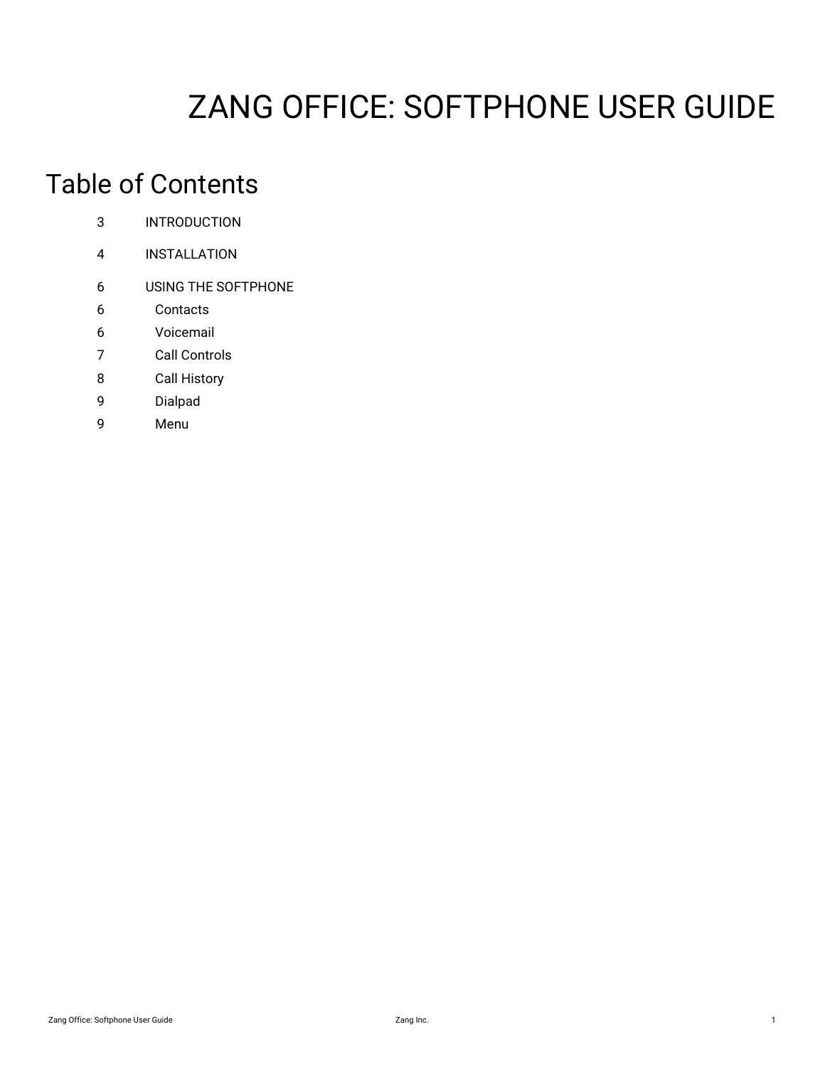# ZANG OFFICE: SOFTPHONE USER GUIDE

## Table of Contents

| | |
|---|---|
| 3 | INTRODUCTION |
| 4 | INSTALLATION |
| 6 | USING THE SOFTPHONE |
| 6 | Contacts |
| 6 | Voicemail |
| 7 | Call Controls |
| 8 | Call History |
| 9 | Dialpad |
| 9 | Menu |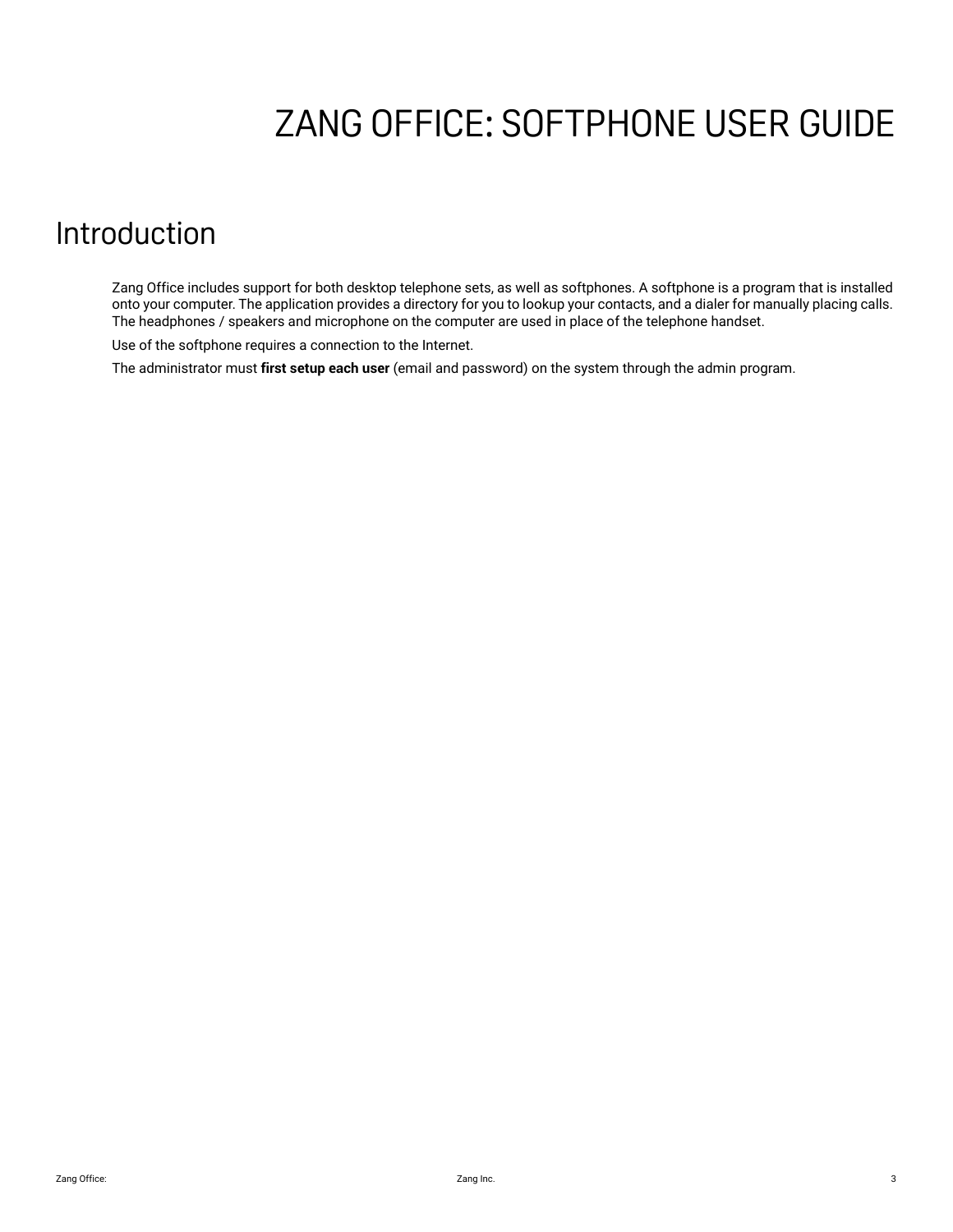# ZANG OFFICE: SOFTPHONE USER GUIDE

## Introduction

Zang Office includes support for both desktop telephone sets, as well as softphones. A softphone is a program that is installed onto your computer. The application provides a directory for you to lookup your contacts, and a dialer for manually placing calls. The headphones / speakers and microphone on the computer are used in place of the telephone handset.

Use of the softphone requires a connection to the Internet.

The administrator must **first setup each user** (email and password) on the system through the admin program.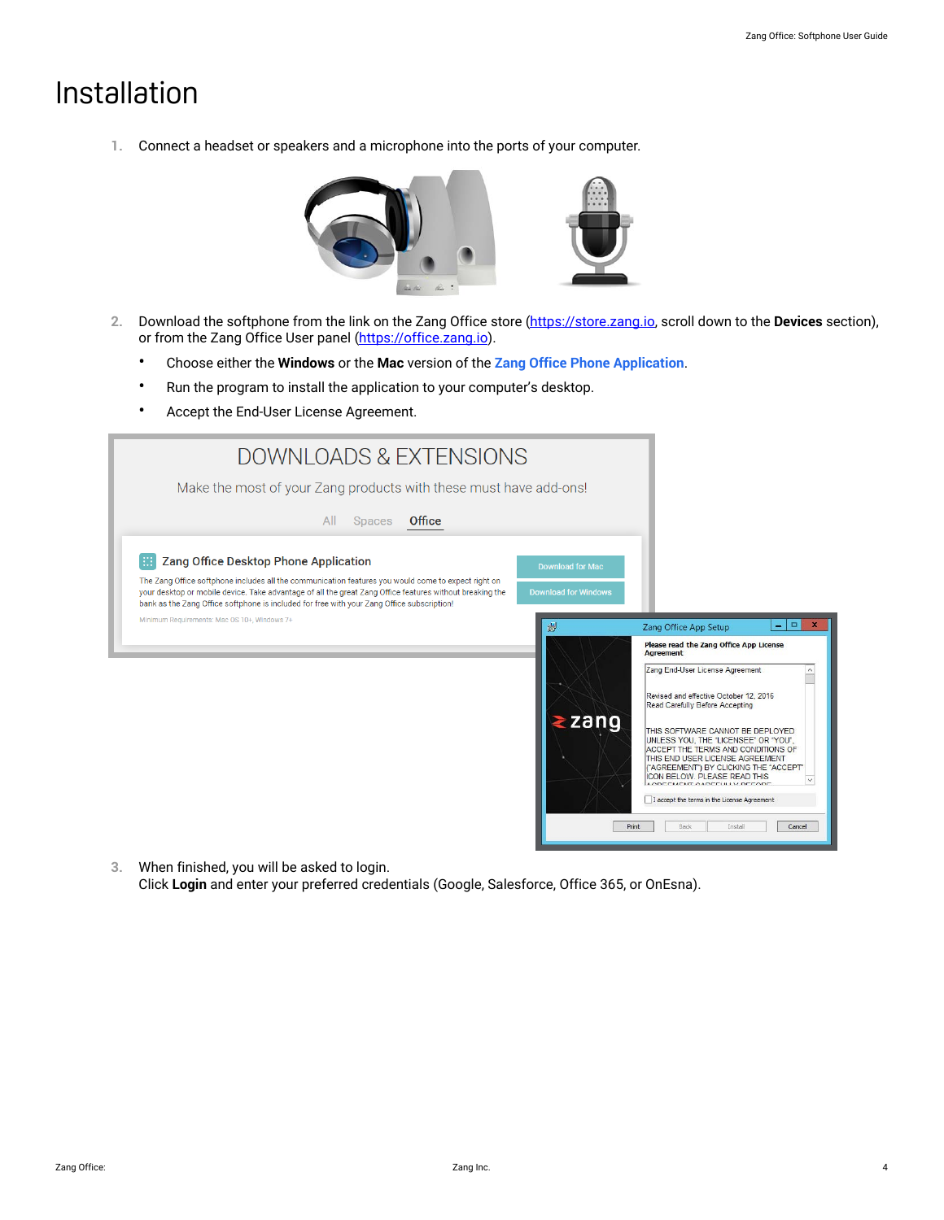# Installation

1. Connect a headset or speakers and a microphone into the ports of your computer.

2. Download the softphone from the link on the Zang Office store (https://store.zang.io, scroll down to the **Devices** section), or from the Zang Office User panel (https://office.zang.io).
   - Choose either the **Windows** or the **Mac** version of the **Zang Office Phone Application**.
   - Run the program to install the application to your computer's desktop.
   - Accept the End-User License Agreement.

3. When finished, you will be asked to login.
   Click **Login** and enter your preferred credentials (Google, Salesforce, Office 365, or OnEsna).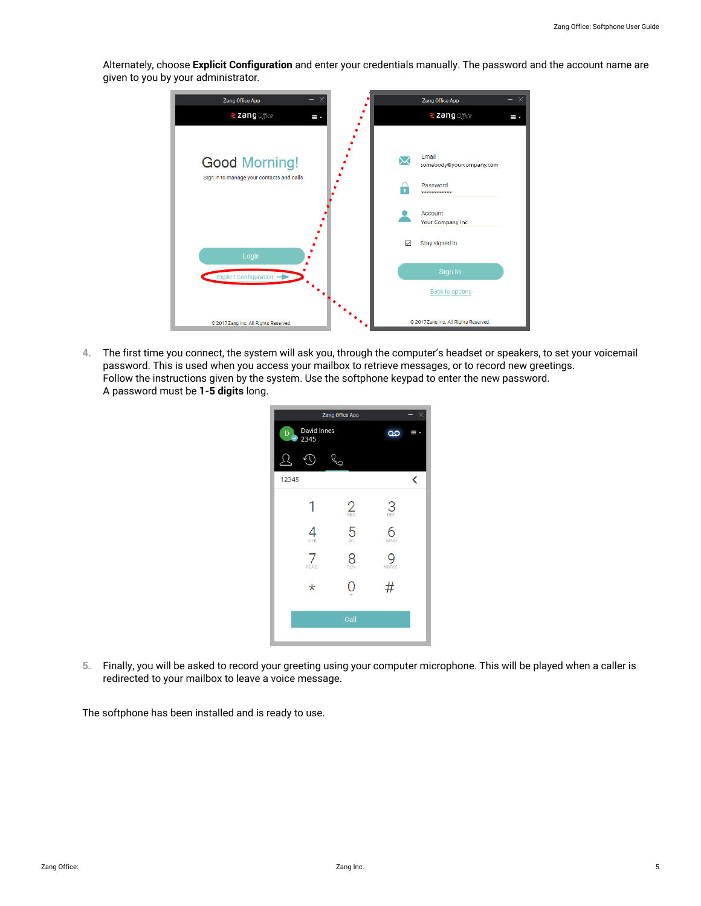Alternately, choose **Explicit Configuration** and enter your credentials manually. The password and the account name are given to you by your administrator.

4. The first time you connect, the system will ask you, through the computer's headset or speakers, to set your voicemail password. This is used when you access your mailbox to retrieve messages, or to record new greetings.
   Follow the instructions given by the system. Use the softphone keypad to enter the new password.
   A password must be **1-5 digits** long.

5. Finally, you will be asked to record your greeting using your computer microphone. This will be played when a caller is redirected to your mailbox to leave a voice message.

The softphone has been installed and is ready to use.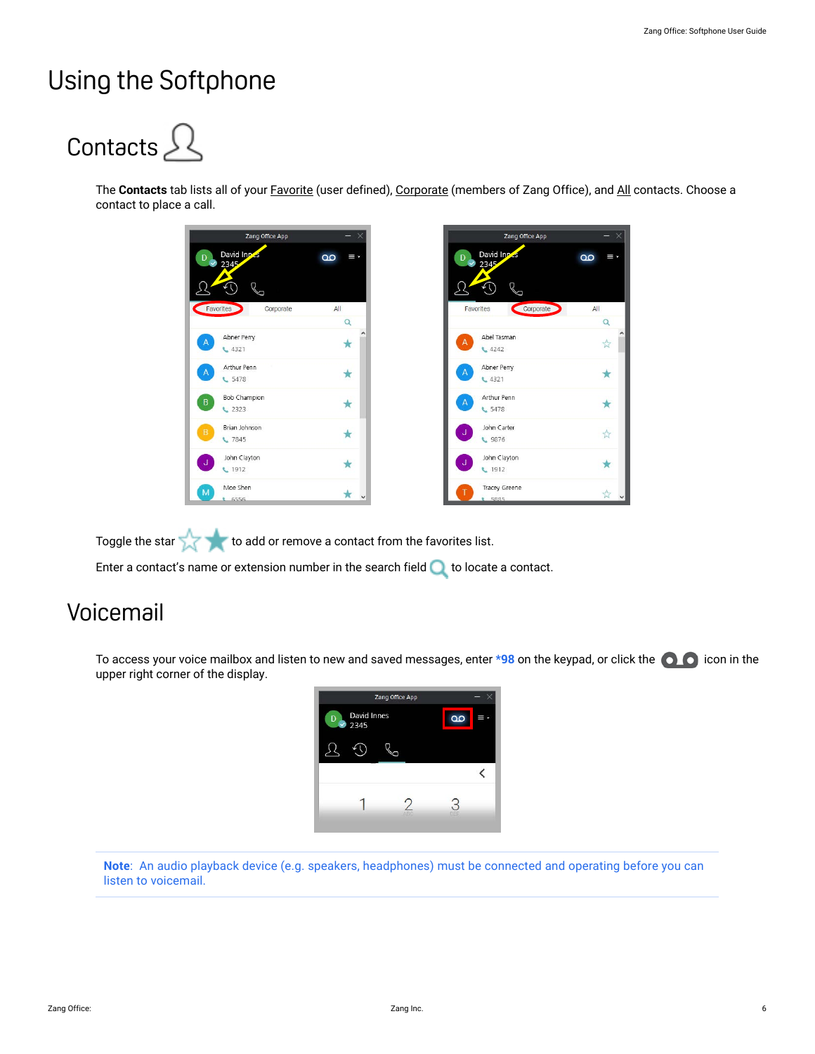# Using the Softphone

## Contacts

The **Contacts** tab lists all of your Favorite (user defined), Corporate (members of Zang Office), and All contacts. Choose a contact to place a call.

Toggle the star to add or remove a contact from the favorites list.

Enter a contact's name or extension number in the search field to locate a contact.

## Voicemail

To access your voice mailbox and listen to new and saved messages, enter ***98** on the keypad, or click the icon in the upper right corner of the display.

**Note**: An audio playback device (e.g. speakers, headphones) must be connected and operating before you can listen to voicemail.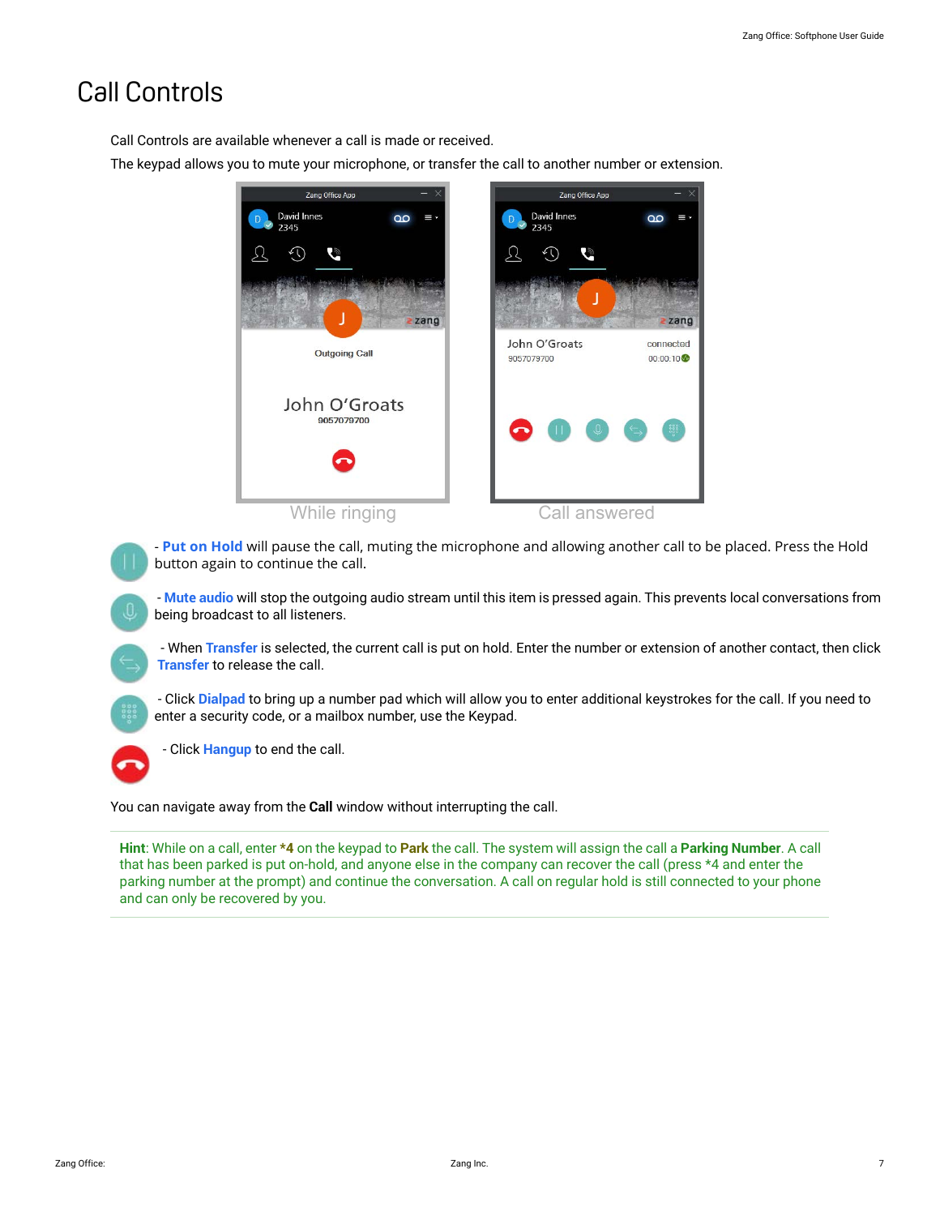# Call Controls

Call Controls are available whenever a call is made or received.

The keypad allows you to mute your microphone, or transfer the call to another number or extension.

While ringing

Call answered

- **Put on Hold** will pause the call, muting the microphone and allowing another call to be placed. Press the Hold button again to continue the call.

- **Mute audio** will stop the outgoing audio stream until this item is pressed again. This prevents local conversations from being broadcast to all listeners.

- When **Transfer** is selected, the current call is put on hold. Enter the number or extension of another contact, then click **Transfer** to release the call.

- Click **Dialpad** to bring up a number pad which will allow you to enter additional keystrokes for the call. If you need to enter a security code, or a mailbox number, use the Keypad.

- Click **Hangup** to end the call.

You can navigate away from the **Call** window without interrupting the call.

**Hint**: While on a call, enter ***4** on the keypad to **Park** the call. The system will assign the call a **Parking Number**. A call that has been parked is put on-hold, and anyone else in the company can recover the call (press *4 and enter the parking number at the prompt) and continue the conversation. A call on regular hold is still connected to your phone and can only be recovered by you.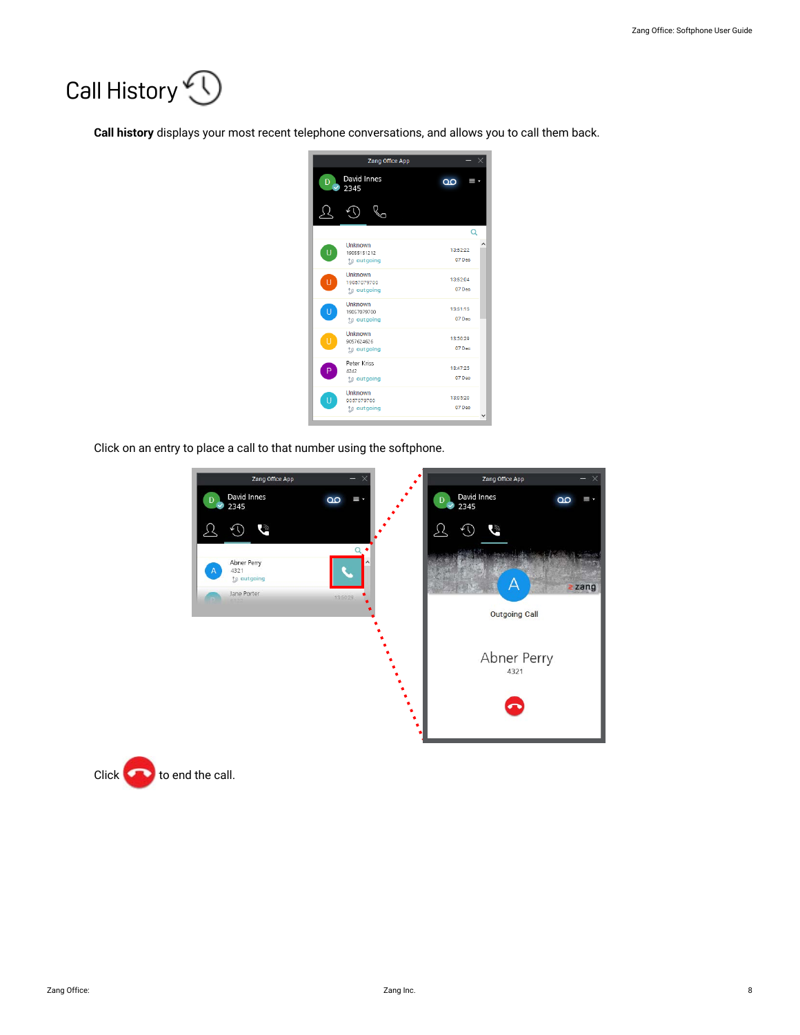# Call History

**Call history** displays your most recent telephone conversations, and allows you to call them back.

Click on an entry to place a call to that number using the softphone.

Click to end the call.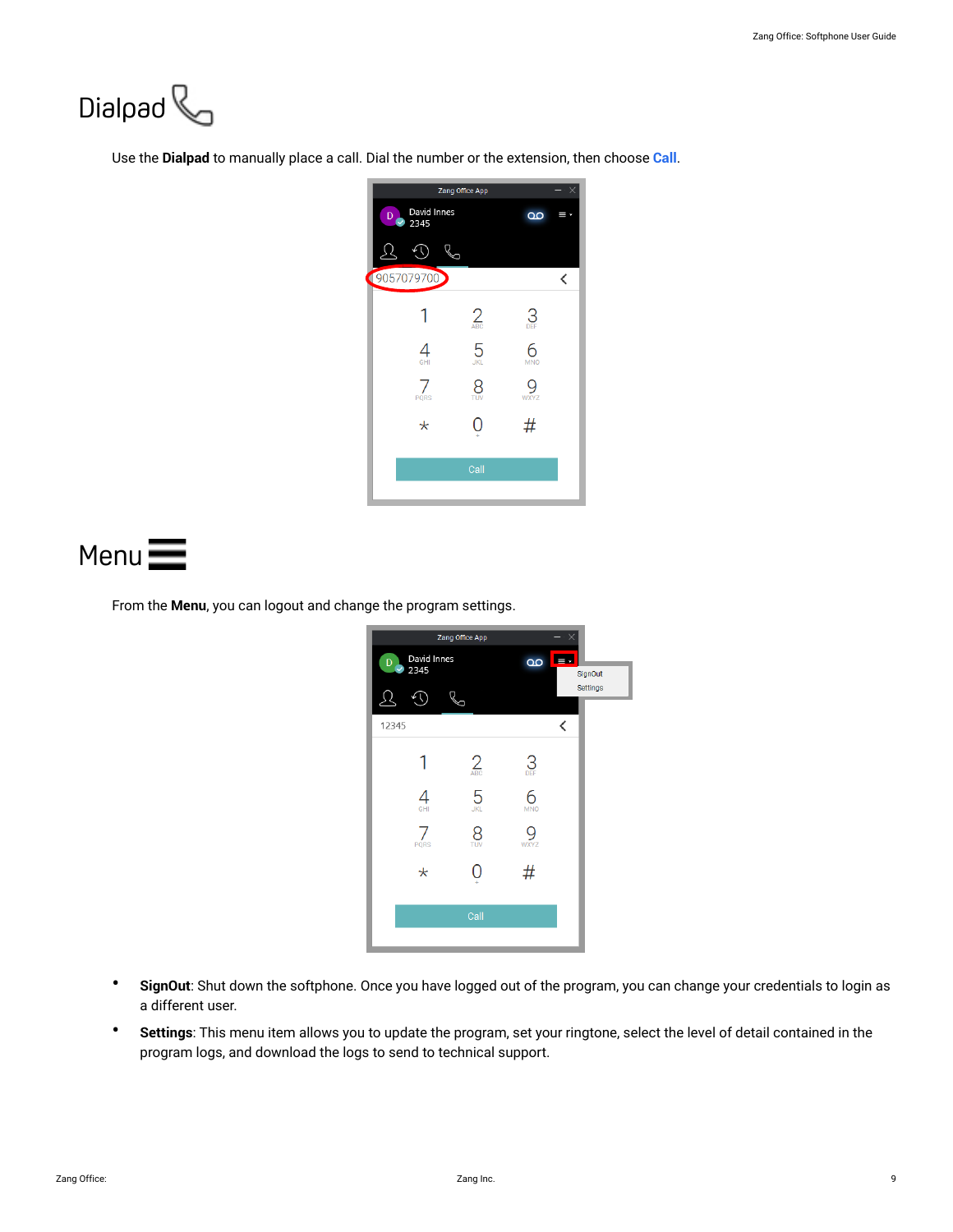# Dialpad

Use the **Dialpad** to manually place a call. Dial the number or the extension, then choose **Call**.

# Menu

From the **Menu**, you can logout and change the program settings.

- **SignOut**: Shut down the softphone. Once you have logged out of the program, you can change your credentials to login as a different user.
- **Settings**: This menu item allows you to update the program, set your ringtone, select the level of detail contained in the program logs, and download the logs to send to technical support.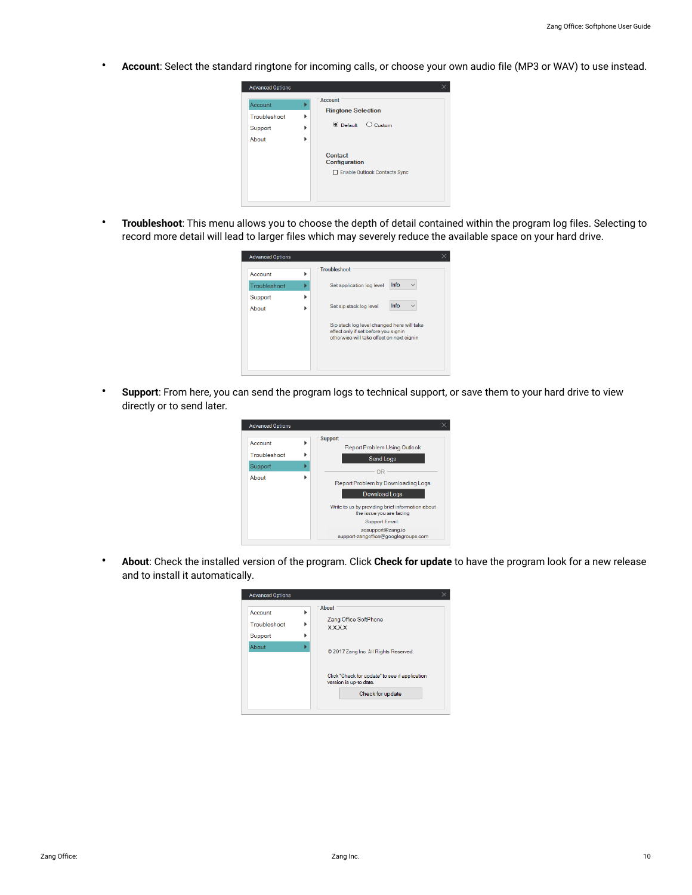- **Account**: Select the standard ringtone for incoming calls, or choose your own audio file (MP3 or WAV) to use instead.

- **Troubleshoot**: This menu allows you to choose the depth of detail contained within the program log files. Selecting to record more detail will lead to larger files which may severely reduce the available space on your hard drive.

- **Support**: From here, you can send the program logs to technical support, or save them to your hard drive to view directly or to send later.

- **About**: Check the installed version of the program. Click **Check for update** to have the program look for a new release and to install it automatically.